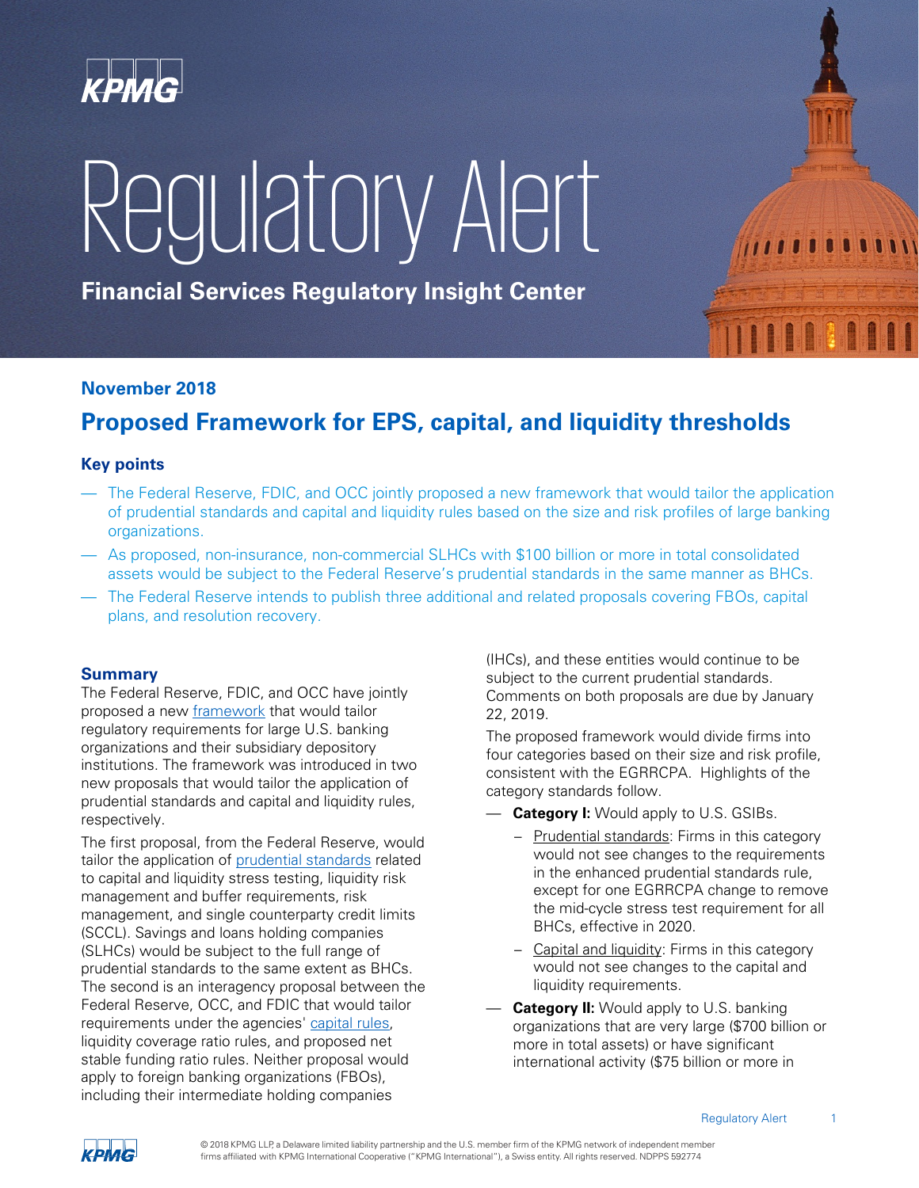# Regulatory Alert

**Financial Services Regulatory Insight Center**

**November 2018**

## Proposed Framework for EPS, capital, and liquidity thresholds

### Key points

- The Federal Reserve, FDIC, and OCC jointly proposed a new framework that would tailor the application of prudential standards and capital and liquidity rules based on the size and risk profiles of large banking organizations.
- As proposed, non-insurance, non-commercial SLHCs with $100 billion or more in total consolidated assets would be subject to the Federal Reserve's prudential standards in the same manner as BHCs.
- The Federal Reserve intends to publish three additional and related proposals covering FBOs, capital plans, and resolution recovery.

### Summary

The Federal Reserve, FDIC, and OCC have jointly proposed a new framework that would tailor regulatory requirements for large U.S. banking organizations and their subsidiary depository institutions. The framework was introduced in two new proposals that would tailor the application of prudential standards and capital and liquidity rules, respectively.

The first proposal, from the Federal Reserve, would tailor the application of prudential standards related to capital and liquidity stress testing, liquidity risk management and buffer requirements, risk management, and single counterparty credit limits (SCCL). Savings and loans holding companies (SLHCs) would be subject to the full range of prudential standards to the same extent as BHCs. The second is an interagency proposal between the Federal Reserve, OCC, and FDIC that would tailor requirements under the agencies' capital rules, liquidity coverage ratio rules, and proposed net stable funding ratio rules. Neither proposal would apply to foreign banking organizations (FBOs), including their intermediate holding companies (IHCs), and these entities would continue to be subject to the current prudential standards. Comments on both proposals are due by January 22, 2019.

The proposed framework would divide firms into four categories based on their size and risk profile, consistent with the EGRRCPA. Highlights of the category standards follow.

- **Category I:** Would apply to U.S. GSIBs.
  - Prudential standards: Firms in this category would not see changes to the requirements in the enhanced prudential standards rule, except for one EGRRCPA change to remove the mid-cycle stress test requirement for all BHCs, effective in 2020.
  - Capital and liquidity: Firms in this category would not see changes to the capital and liquidity requirements.
- **Category II:** Would apply to U.S. banking organizations that are very large ($700 billion or more in total assets) or have significant international activity ($75 billion or more in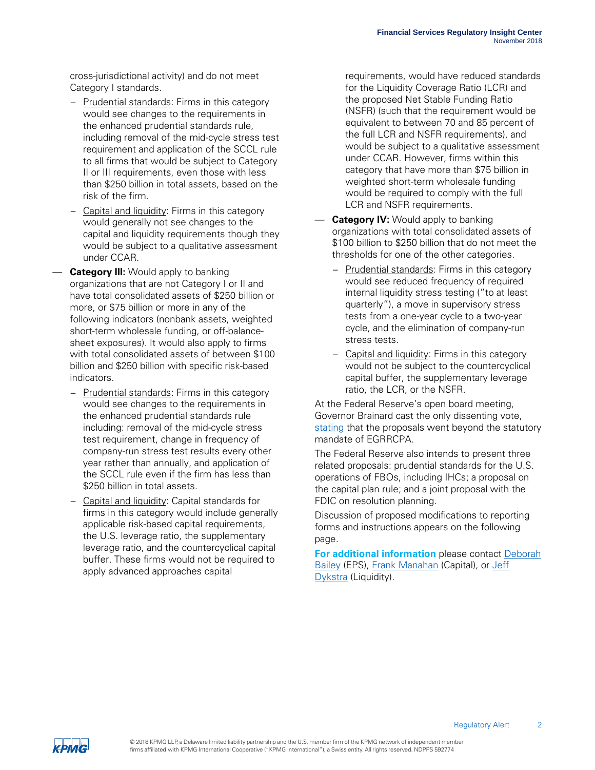cross-jurisdictional activity) and do not meet Category I standards.

  - Prudential standards: Firms in this category would see changes to the requirements in the enhanced prudential standards rule, including removal of the mid-cycle stress test requirement and application of the SCCL rule to all firms that would be subject to Category II or III requirements, even those with less than $250 billion in total assets, based on the risk of the firm.
  - Capital and liquidity: Firms in this category would generally not see changes to the capital and liquidity requirements though they would be subject to a qualitative assessment under CCAR.

- **Category III:** Would apply to banking organizations that are not Category I or II and have total consolidated assets of $250 billion or more, or $75 billion or more in any of the following indicators (nonbank assets, weighted short-term wholesale funding, or off-balance-sheet exposures). It would also apply to firms with total consolidated assets of between $100 billion and $250 billion with specific risk-based indicators.
  - Prudential standards: Firms in this category would see changes to the requirements in the enhanced prudential standards rule including: removal of the mid-cycle stress test requirement, change in frequency of company-run stress test results every other year rather than annually, and application of the SCCL rule even if the firm has less than $250 billion in total assets.
  - Capital and liquidity: Capital standards for firms in this category would include generally applicable risk-based capital requirements, the U.S. leverage ratio, the supplementary leverage ratio, and the countercyclical capital buffer. These firms would not be required to apply advanced approaches capital requirements, would have reduced standards for the Liquidity Coverage Ratio (LCR) and the proposed Net Stable Funding Ratio (NSFR) (such that the requirement would be equivalent to between 70 and 85 percent of the full LCR and NSFR requirements), and would be subject to a qualitative assessment under CCAR. However, firms within this category that have more than $75 billion in weighted short-term wholesale funding would be required to comply with the full LCR and NSFR requirements.

- **Category IV:** Would apply to banking organizations with total consolidated assets of $100 billion to $250 billion that do not meet the thresholds for one of the other categories.
  - Prudential standards: Firms in this category would see reduced frequency of required internal liquidity stress testing ("to at least quarterly"), a move in supervisory stress tests from a one-year cycle to a two-year cycle, and the elimination of company-run stress tests.
  - Capital and liquidity: Firms in this category would not be subject to the countercyclical capital buffer, the supplementary leverage ratio, the LCR, or the NSFR.

At the Federal Reserve's open board meeting, Governor Brainard cast the only dissenting vote, stating that the proposals went beyond the statutory mandate of EGRRCPA.

The Federal Reserve also intends to present three related proposals: prudential standards for the U.S. operations of FBOs, including IHCs; a proposal on the capital plan rule; and a joint proposal with the FDIC on resolution planning.

Discussion of proposed modifications to reporting forms and instructions appears on the following page.

**For additional information** please contact Deborah Bailey (EPS), Frank Manahan (Capital), or Jeff Dykstra (Liquidity).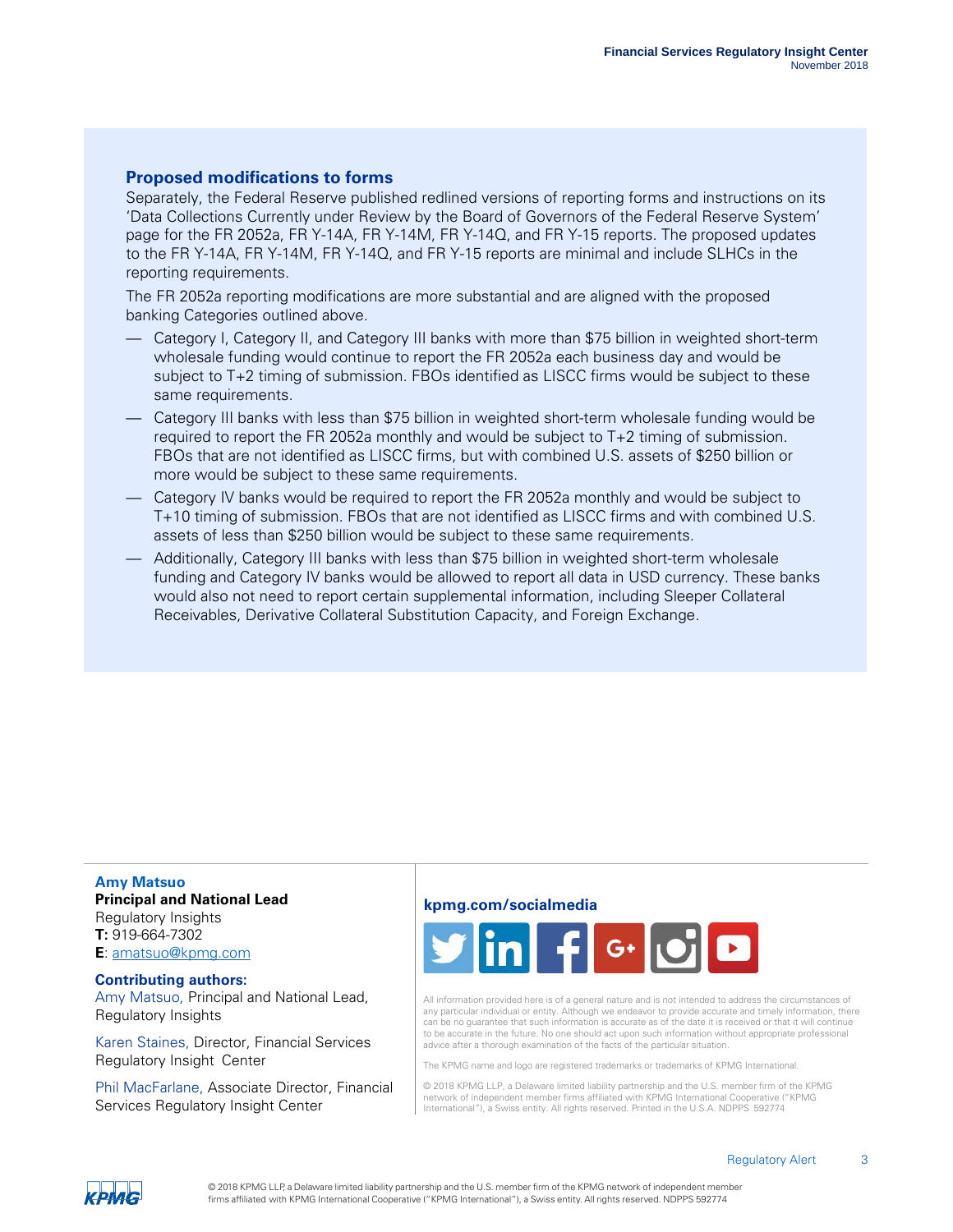## Proposed modifications to forms

Separately, the Federal Reserve published redlined versions of reporting forms and instructions on its 'Data Collections Currently under Review by the Board of Governors of the Federal Reserve System' page for the FR 2052a, FR Y-14A, FR Y-14M, FR Y-14Q, and FR Y-15 reports. The proposed updates to the FR Y-14A, FR Y-14M, FR Y-14Q, and FR Y-15 reports are minimal and include SLHCs in the reporting requirements.

The FR 2052a reporting modifications are more substantial and are aligned with the proposed banking Categories outlined above.

- Category I, Category II, and Category III banks with more than $75 billion in weighted short-term wholesale funding would continue to report the FR 2052a each business day and would be subject to T+2 timing of submission. FBOs identified as LISCC firms would be subject to these same requirements.
- Category III banks with less than $75 billion in weighted short-term wholesale funding would be required to report the FR 2052a monthly and would be subject to T+2 timing of submission. FBOs that are not identified as LISCC firms, but with combined U.S. assets of $250 billion or more would be subject to these same requirements.
- Category IV banks would be required to report the FR 2052a monthly and would be subject to T+10 timing of submission. FBOs that are not identified as LISCC firms and with combined U.S. assets of less than $250 billion would be subject to these same requirements.
- Additionally, Category III banks with less than $75 billion in weighted short-term wholesale funding and Category IV banks would be allowed to report all data in USD currency. These banks would also not need to report certain supplemental information, including Sleeper Collateral Receivables, Derivative Collateral Substitution Capacity, and Foreign Exchange.

**Amy Matsuo**
**Principal and National Lead**
Regulatory Insights
**T:** 919-664-7302
**E**: amatsuo@kpmg.com

**Contributing authors:**

Amy Matsuo, Principal and National Lead, Regulatory Insights

Karen Staines, Director, Financial Services Regulatory Insight Center

Phil MacFarlane, Associate Director, Financial Services Regulatory Insight Center

**kpmg.com/socialmedia**

All information provided here is of a general nature and is not intended to address the circumstances of any particular individual or entity. Although we endeavor to provide accurate and timely information, there can be no guarantee that such information is accurate as of the date it is received or that it will continue to be accurate in the future. No one should act upon such information without appropriate professional advice after a thorough examination of the facts of the particular situation.

The KPMG name and logo are registered trademarks or trademarks of KPMG International.

© 2018 KPMG LLP, a Delaware limited liability partnership and the U.S. member firm of the KPMG network of independent member firms affiliated with KPMG International Cooperative ("KPMG International"), a Swiss entity. All rights reserved. Printed in the U.S.A. NDPPS 592774